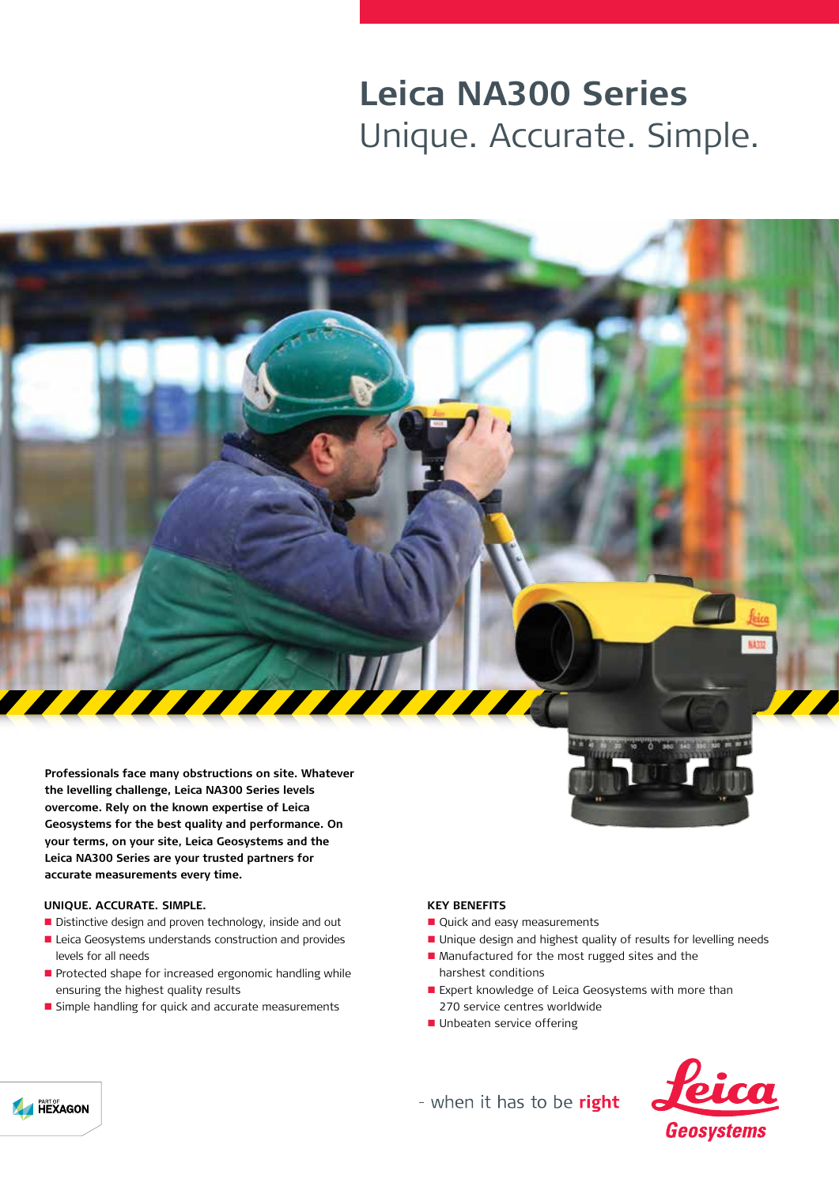# Leica NA300 Series

## Unique. Accurate. Simple.

**Professionals face many obstructions on site. Whatever the levelling challenge, Leica NA300 Series levels overcome. Rely on the known expertise of Leica Geosystems for the best quality and performance. On your terms, on your site, Leica Geosystems and the Leica NA300 Series are your trusted partners for accurate measurements every time.**

### UNIQUE. ACCURATE. SIMPLE.

- Distinctive design and proven technology, inside and out
- Leica Geosystems understands construction and provides levels for all needs
- Protected shape for increased ergonomic handling while ensuring the highest quality results
- Simple handling for quick and accurate measurements

### KEY BENEFITS

- Quick and easy measurements
- Unique design and highest quality of results for levelling needs
- Manufactured for the most rugged sites and the harshest conditions
- Expert knowledge of Leica Geosystems with more than 270 service centres worldwide
- Unbeaten service offering

PART OF HEXAGON

- when it has to be **right**

Leica Geosystems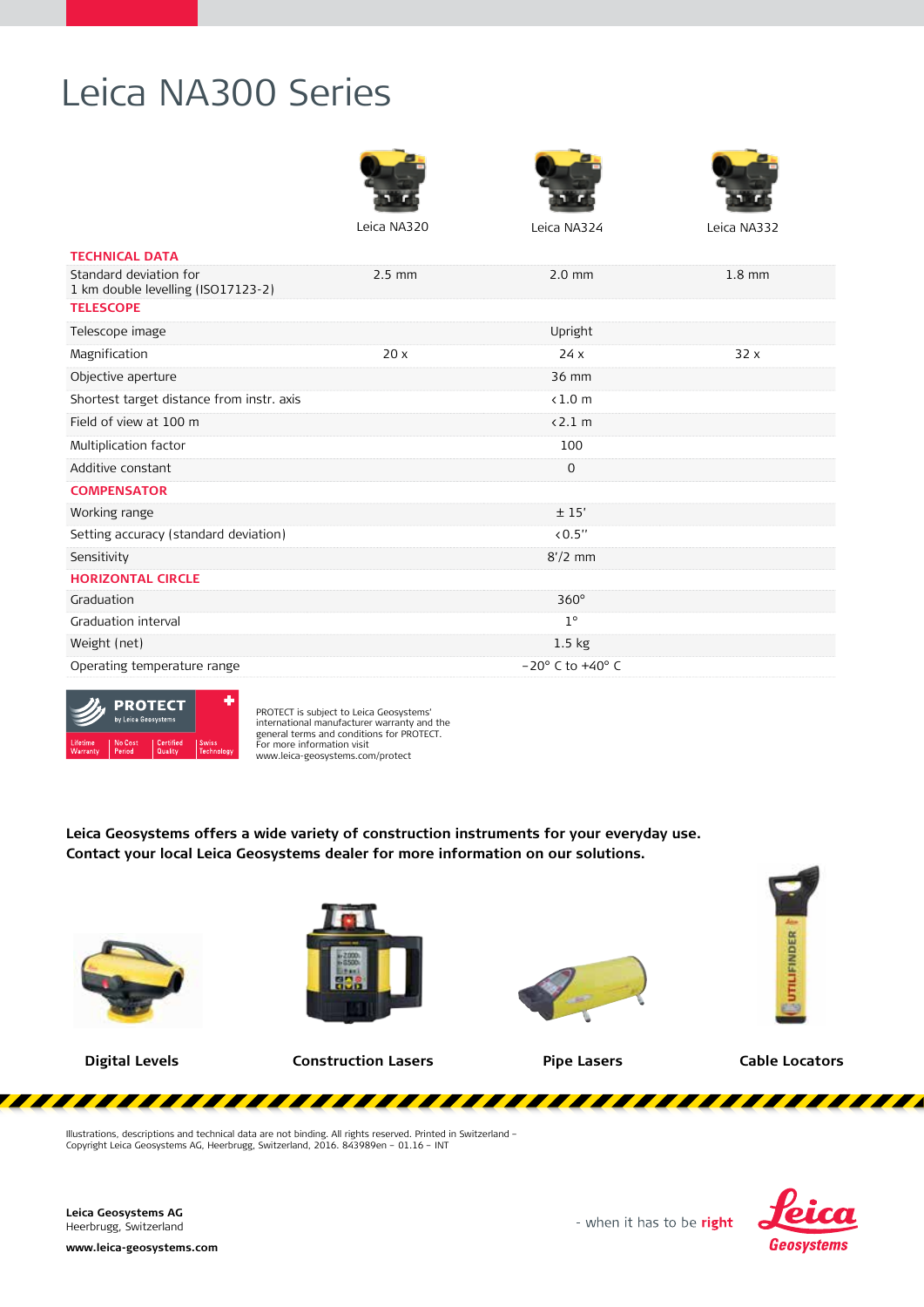# Leica NA300 Series

| | Leica NA320 | Leica NA324 | Leica NA332 |
|---|---|---|---|
| **TECHNICAL DATA** | | | |
| Standard deviation for 1 km double levelling (ISO17123-2) | 2.5 mm | 2.0 mm | 1.8 mm |
| **TELESCOPE** | | | |
| Telescope image | | Upright | |
| Magnification | 20 x | 24 x | 32 x |
| Objective aperture | | 36 mm | |
| Shortest target distance from instr. axis | | < 1.0 m | |
| Field of view at 100 m | | < 2.1 m | |
| Multiplication factor | | 100 | |
| Additive constant | | 0 | |
| **COMPENSATOR** | | | |
| Working range | | ± 15' | |
| Setting accuracy (standard deviation) | | < 0.5'' | |
| Sensitivity | | 8'/2 mm | |
| **HORIZONTAL CIRCLE** | | | |
| Graduation | | 360° | |
| Graduation interval | | 1° | |
| Weight (net) | | 1.5 kg | |
| Operating temperature range | | –20° C to +40° C | |

PROTECT by Leica Geosystems – Lifetime Warranty | No Cost Period | Certified Quality | Swiss Technology

PROTECT is subject to Leica Geosystems' international manufacturer warranty and the general terms and conditions for PROTECT. For more information visit www.leica-geosystems.com/protect

**Leica Geosystems offers a wide variety of construction instruments for your everyday use. Contact your local Leica Geosystems dealer for more information on our solutions.**

**Digital Levels**

**Construction Lasers**

**Pipe Lasers**

**Cable Locators**

Illustrations, descriptions and technical data are not binding. All rights reserved. Printed in Switzerland – Copyright Leica Geosystems AG, Heerbrugg, Switzerland, 2016. 843989en – 01.16 – INT

**Leica Geosystems AG**
Heerbrugg, Switzerland

**www.leica-geosystems.com**

- when it has to be **right**

Leica Geosystems